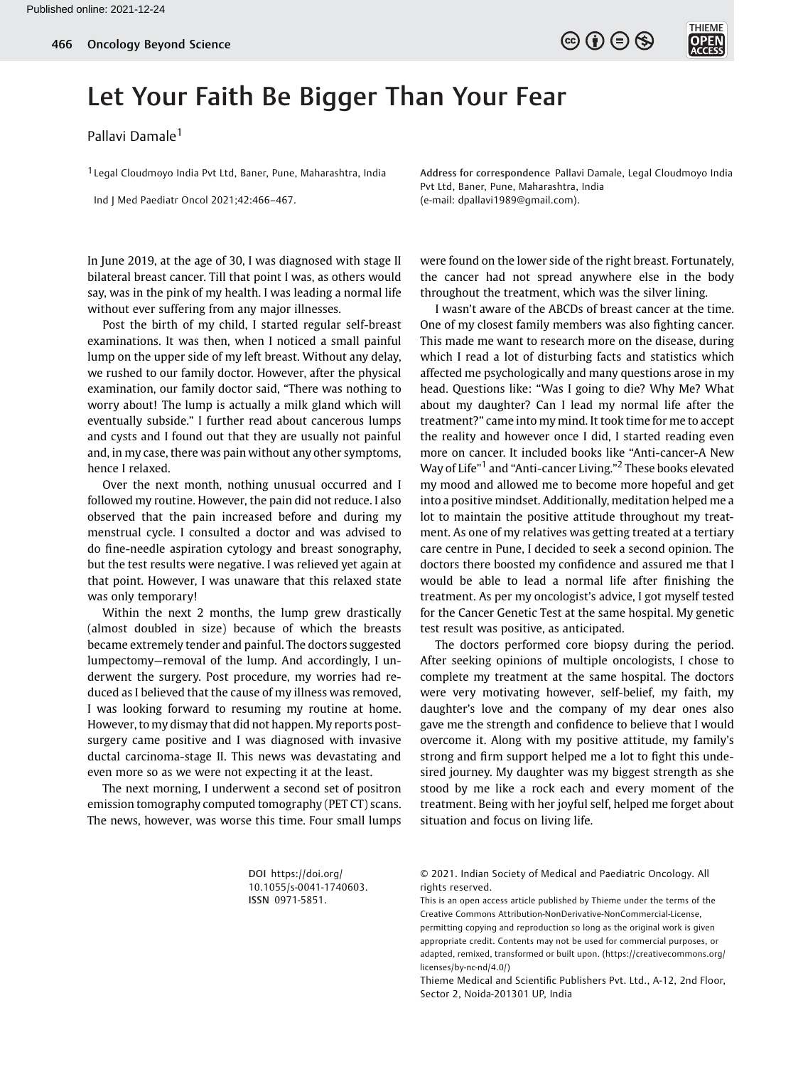// Published online: 2021-12-24

# Let Your Faith Be Bigger Than Your Fear

Pallavi Damale[1]

[1] Legal Cloudmoyo India Pvt Ltd, Baner, Pune, Maharashtra, India

Ind J Med Paediatr Oncol 2021;42:466–467.

**Address for correspondence** Pallavi Damale, Legal Cloudmoyo India Pvt Ltd, Baner, Pune, Maharashtra, India (e-mail: dpallavi1989@gmail.com).

In June 2019, at the age of 30, I was diagnosed with stage II bilateral breast cancer. Till that point I was, as others would say, was in the pink of my health. I was leading a normal life without ever suffering from any major illnesses.

Post the birth of my child, I started regular self-breast examinations. It was then, when I noticed a small painful lump on the upper side of my left breast. Without any delay, we rushed to our family doctor. However, after the physical examination, our family doctor said, "There was nothing to worry about! The lump is actually a milk gland which will eventually subside." I further read about cancerous lumps and cysts and I found out that they are usually not painful and, in my case, there was pain without any other symptoms, hence I relaxed.

Over the next month, nothing unusual occurred and I followed my routine. However, the pain did not reduce. I also observed that the pain increased before and during my menstrual cycle. I consulted a doctor and was advised to do fine-needle aspiration cytology and breast sonography, but the test results were negative. I was relieved yet again at that point. However, I was unaware that this relaxed state was only temporary!

Within the next 2 months, the lump grew drastically (almost doubled in size) because of which the breasts became extremely tender and painful. The doctors suggested lumpectomy—removal of the lump. And accordingly, I underwent the surgery. Post procedure, my worries had reduced as I believed that the cause of my illness was removed, I was looking forward to resuming my routine at home. However, to my dismay that did not happen. My reports post-surgery came positive and I was diagnosed with invasive ductal carcinoma-stage II. This news was devastating and even more so as we were not expecting it at the least.

The next morning, I underwent a second set of positron emission tomography computed tomography (PET CT) scans. The news, however, was worse this time. Four small lumps were found on the lower side of the right breast. Fortunately, the cancer had not spread anywhere else in the body throughout the treatment, which was the silver lining.

I wasn't aware of the ABCDs of breast cancer at the time. One of my closest family members was also fighting cancer. This made me want to research more on the disease, during which I read a lot of disturbing facts and statistics which affected me psychologically and many questions arose in my head. Questions like: "Was I going to die? Why Me? What about my daughter? Can I lead my normal life after the treatment?" came into my mind. It took time for me to accept the reality and however once I did, I started reading even more on cancer. It included books like "Anti-cancer-A New Way of Life"[1] and "Anti-cancer Living."[2] These books elevated my mood and allowed me to become more hopeful and get into a positive mindset. Additionally, meditation helped me a lot to maintain the positive attitude throughout my treatment. As one of my relatives was getting treated at a tertiary care centre in Pune, I decided to seek a second opinion. The doctors there boosted my confidence and assured me that I would be able to lead a normal life after finishing the treatment. As per my oncologist's advice, I got myself tested for the Cancer Genetic Test at the same hospital. My genetic test result was positive, as anticipated.

The doctors performed core biopsy during the period. After seeking opinions of multiple oncologists, I chose to complete my treatment at the same hospital. The doctors were very motivating however, self-belief, my faith, my daughter's love and the company of my dear ones also gave me the strength and confidence to believe that I would overcome it. Along with my positive attitude, my family's strong and firm support helped me a lot to fight this undesired journey. My daughter was my biggest strength as she stood by me like a rock each and every moment of the treatment. Being with her joyful self, helped me forget about situation and focus on living life.

**DOI** https://doi.org/10.1055/s-0041-1740603.
**ISSN** 0971-5851.

© 2021. Indian Society of Medical and Paediatric Oncology. All rights reserved.

This is an open access article published by Thieme under the terms of the Creative Commons Attribution-NonDerivative-NonCommercial-License, permitting copying and reproduction so long as the original work is given appropriate credit. Contents may not be used for commercial purposes, or adapted, remixed, transformed or built upon. (https://creativecommons.org/licenses/by-nc-nd/4.0/)

Thieme Medical and Scientific Publishers Pvt. Ltd., A-12, 2nd Floor, Sector 2, Noida-201301 UP, India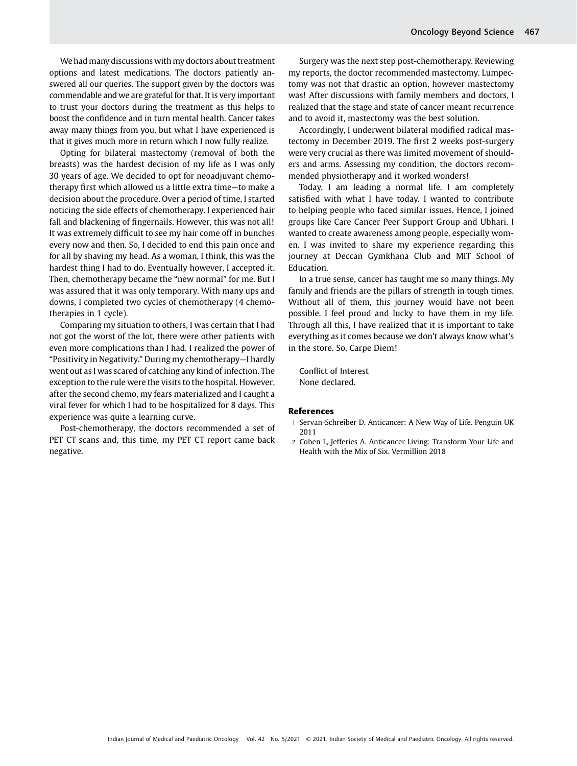We had many discussions with my doctors about treatment options and latest medications. The doctors patiently answered all our queries. The support given by the doctors was commendable and we are grateful for that. It is very important to trust your doctors during the treatment as this helps to boost the confidence and in turn mental health. Cancer takes away many things from you, but what I have experienced is that it gives much more in return which I now fully realize.

Opting for bilateral mastectomy (removal of both the breasts) was the hardest decision of my life as I was only 30 years of age. We decided to opt for neoadjuvant chemotherapy first which allowed us a little extra time—to make a decision about the procedure. Over a period of time, I started noticing the side effects of chemotherapy. I experienced hair fall and blackening of fingernails. However, this was not all! It was extremely difficult to see my hair come off in bunches every now and then. So, I decided to end this pain once and for all by shaving my head. As a woman, I think, this was the hardest thing I had to do. Eventually however, I accepted it. Then, chemotherapy became the "new normal" for me. But I was assured that it was only temporary. With many ups and downs, I completed two cycles of chemotherapy (4 chemotherapies in 1 cycle).

Comparing my situation to others, I was certain that I had not got the worst of the lot, there were other patients with even more complications than I had. I realized the power of "Positivity in Negativity." During my chemotherapy—I hardly went out as I was scared of catching any kind of infection. The exception to the rule were the visits to the hospital. However, after the second chemo, my fears materialized and I caught a viral fever for which I had to be hospitalized for 8 days. This experience was quite a learning curve.

Post-chemotherapy, the doctors recommended a set of PET CT scans and, this time, my PET CT report came back negative.

Surgery was the next step post-chemotherapy. Reviewing my reports, the doctor recommended mastectomy. Lumpectomy was not that drastic an option, however mastectomy was! After discussions with family members and doctors, I realized that the stage and state of cancer meant recurrence and to avoid it, mastectomy was the best solution.

Accordingly, I underwent bilateral modified radical mastectomy in December 2019. The first 2 weeks post-surgery were very crucial as there was limited movement of shoulders and arms. Assessing my condition, the doctors recommended physiotherapy and it worked wonders!

Today, I am leading a normal life. I am completely satisfied with what I have today. I wanted to contribute to helping people who faced similar issues. Hence, I joined groups like Care Cancer Peer Support Group and Ubhari. I wanted to create awareness among people, especially women. I was invited to share my experience regarding this journey at Deccan Gymkhana Club and MIT School of Education.

In a true sense, cancer has taught me so many things. My family and friends are the pillars of strength in tough times. Without all of them, this journey would have not been possible. I feel proud and lucky to have them in my life. Through all this, I have realized that it is important to take everything as it comes because we don't always know what's in the store. So, Carpe Diem!

Conflict of Interest
None declared.

## References

1. Servan-Schreiber D. Anticancer: A New Way of Life. Penguin UK 2011
2. Cohen L, Jefferies A. Anticancer Living: Transform Your Life and Health with the Mix of Six. Vermillion 2018